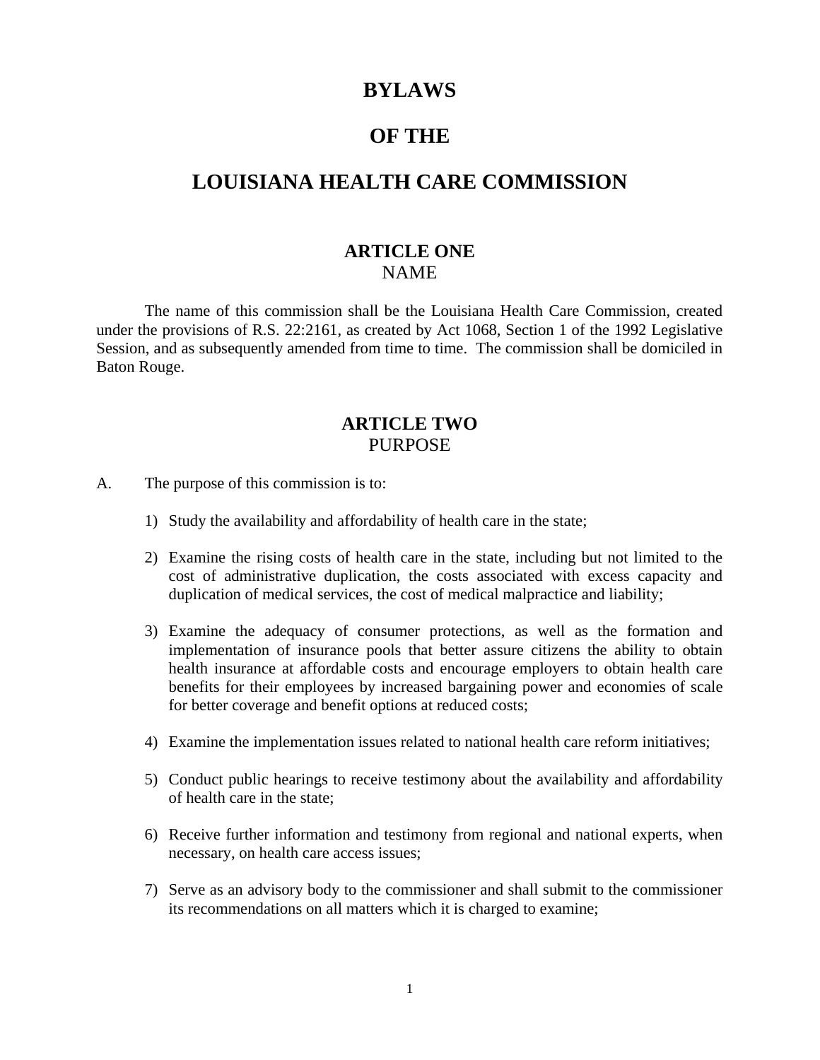# BYLAWS

# OF THE

# LOUISIANA HEALTH CARE COMMISSION

## ARTICLE ONE
NAME

The name of this commission shall be the Louisiana Health Care Commission, created under the provisions of R.S. 22:2161, as created by Act 1068, Section 1 of the 1992 Legislative Session, and as subsequently amended from time to time. The commission shall be domiciled in Baton Rouge.

## ARTICLE TWO
PURPOSE

A. The purpose of this commission is to:

1) Study the availability and affordability of health care in the state;

2) Examine the rising costs of health care in the state, including but not limited to the cost of administrative duplication, the costs associated with excess capacity and duplication of medical services, the cost of medical malpractice and liability;

3) Examine the adequacy of consumer protections, as well as the formation and implementation of insurance pools that better assure citizens the ability to obtain health insurance at affordable costs and encourage employers to obtain health care benefits for their employees by increased bargaining power and economies of scale for better coverage and benefit options at reduced costs;

4) Examine the implementation issues related to national health care reform initiatives;

5) Conduct public hearings to receive testimony about the availability and affordability of health care in the state;

6) Receive further information and testimony from regional and national experts, when necessary, on health care access issues;

7) Serve as an advisory body to the commissioner and shall submit to the commissioner its recommendations on all matters which it is charged to examine;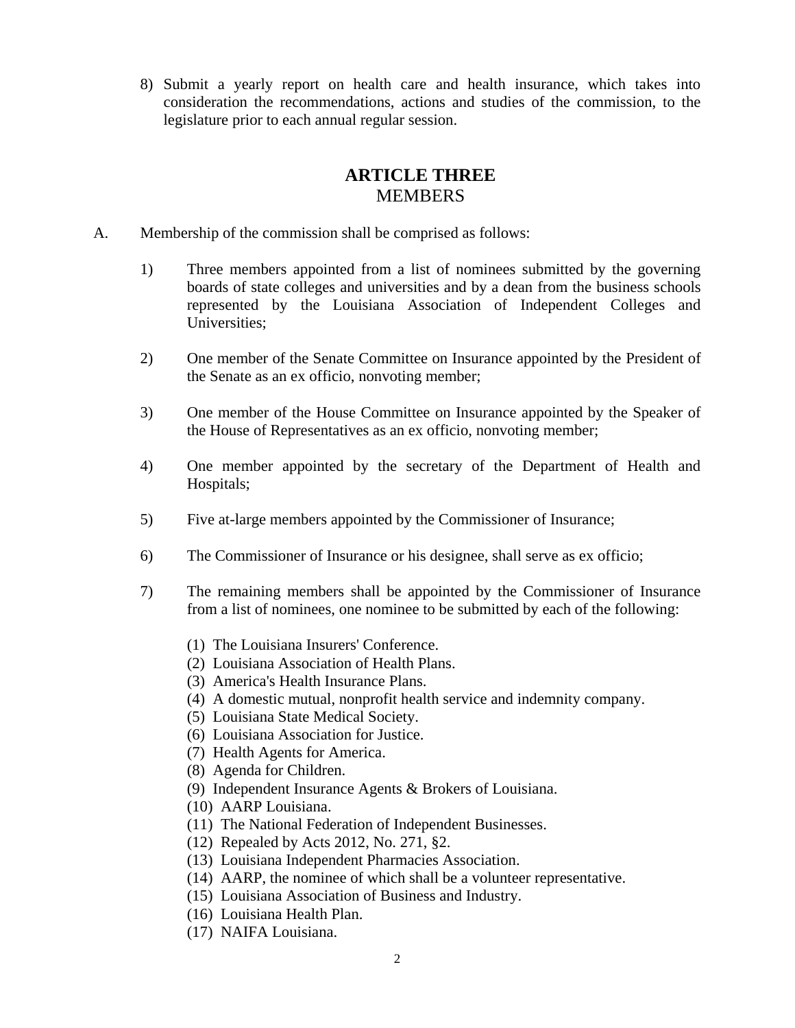8) Submit a yearly report on health care and health insurance, which takes into consideration the recommendations, actions and studies of the commission, to the legislature prior to each annual regular session.

## ARTICLE THREE
## MEMBERS

A. Membership of the commission shall be comprised as follows:

1) Three members appointed from a list of nominees submitted by the governing boards of state colleges and universities and by a dean from the business schools represented by the Louisiana Association of Independent Colleges and Universities;

2) One member of the Senate Committee on Insurance appointed by the President of the Senate as an ex officio, nonvoting member;

3) One member of the House Committee on Insurance appointed by the Speaker of the House of Representatives as an ex officio, nonvoting member;

4) One member appointed by the secretary of the Department of Health and Hospitals;

5) Five at-large members appointed by the Commissioner of Insurance;

6) The Commissioner of Insurance or his designee, shall serve as ex officio;

7) The remaining members shall be appointed by the Commissioner of Insurance from a list of nominees, one nominee to be submitted by each of the following:

(1) The Louisiana Insurers' Conference.
(2) Louisiana Association of Health Plans.
(3) America's Health Insurance Plans.
(4) A domestic mutual, nonprofit health service and indemnity company.
(5) Louisiana State Medical Society.
(6) Louisiana Association for Justice.
(7) Health Agents for America.
(8) Agenda for Children.
(9) Independent Insurance Agents & Brokers of Louisiana.
(10) AARP Louisiana.
(11) The National Federation of Independent Businesses.
(12) Repealed by Acts 2012, No. 271, §2.
(13) Louisiana Independent Pharmacies Association.
(14) AARP, the nominee of which shall be a volunteer representative.
(15) Louisiana Association of Business and Industry.
(16) Louisiana Health Plan.
(17) NAIFA Louisiana.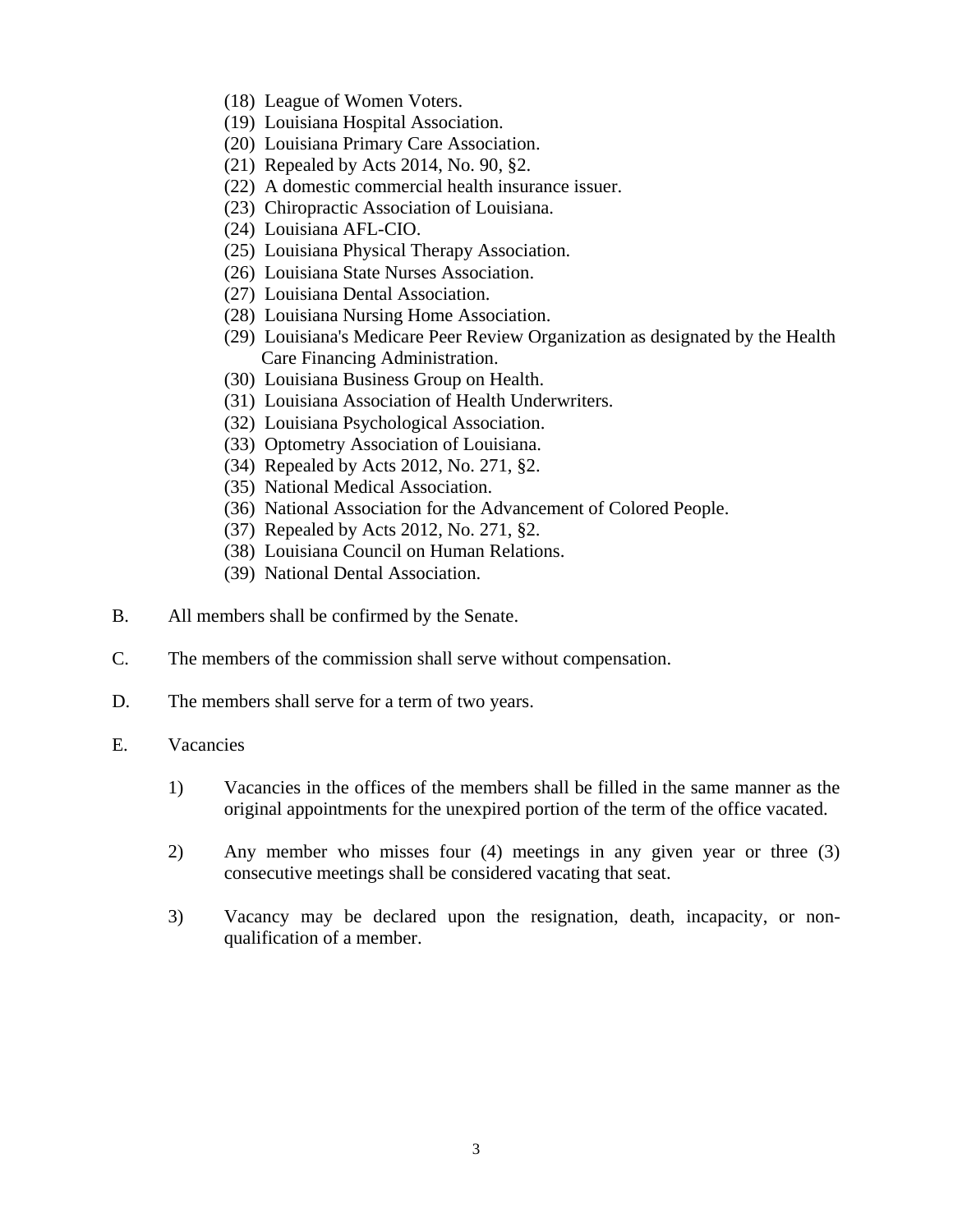(18) League of Women Voters.
(19) Louisiana Hospital Association.
(20) Louisiana Primary Care Association.
(21) Repealed by Acts 2014, No. 90, §2.
(22) A domestic commercial health insurance issuer.
(23) Chiropractic Association of Louisiana.
(24) Louisiana AFL-CIO.
(25) Louisiana Physical Therapy Association.
(26) Louisiana State Nurses Association.
(27) Louisiana Dental Association.
(28) Louisiana Nursing Home Association.
(29) Louisiana's Medicare Peer Review Organization as designated by the Health Care Financing Administration.
(30) Louisiana Business Group on Health.
(31) Louisiana Association of Health Underwriters.
(32) Louisiana Psychological Association.
(33) Optometry Association of Louisiana.
(34) Repealed by Acts 2012, No. 271, §2.
(35) National Medical Association.
(36) National Association for the Advancement of Colored People.
(37) Repealed by Acts 2012, No. 271, §2.
(38) Louisiana Council on Human Relations.
(39) National Dental Association.

B. All members shall be confirmed by the Senate.

C. The members of the commission shall serve without compensation.

D. The members shall serve for a term of two years.

E. Vacancies

1) Vacancies in the offices of the members shall be filled in the same manner as the original appointments for the unexpired portion of the term of the office vacated.

2) Any member who misses four (4) meetings in any given year or three (3) consecutive meetings shall be considered vacating that seat.

3) Vacancy may be declared upon the resignation, death, incapacity, or non-qualification of a member.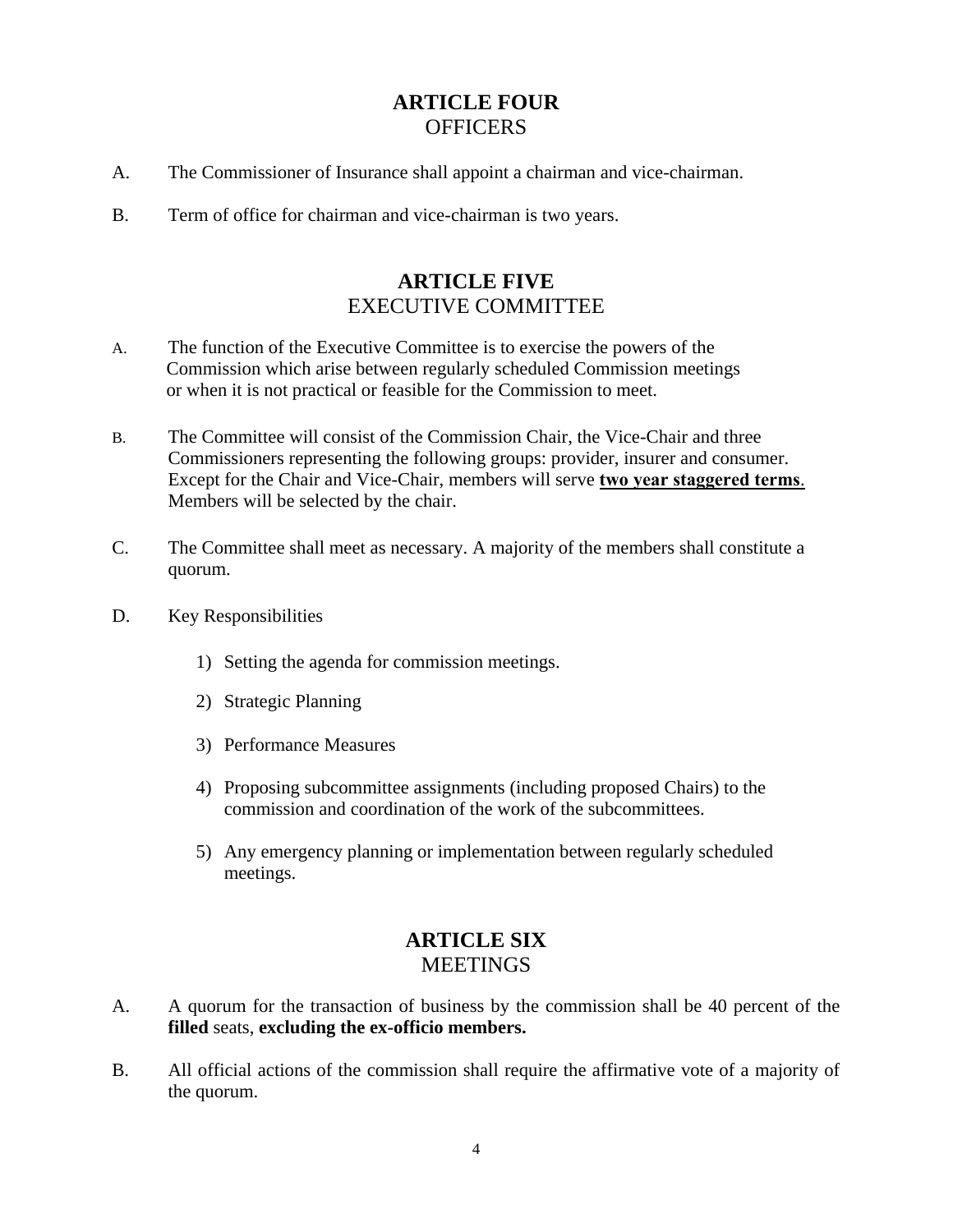## ARTICLE FOUR
## OFFICERS

A. The Commissioner of Insurance shall appoint a chairman and vice-chairman.

B. Term of office for chairman and vice-chairman is two years.

## ARTICLE FIVE
## EXECUTIVE COMMITTEE

A. The function of the Executive Committee is to exercise the powers of the Commission which arise between regularly scheduled Commission meetings or when it is not practical or feasible for the Commission to meet.

B. The Committee will consist of the Commission Chair, the Vice-Chair and three Commissioners representing the following groups: provider, insurer and consumer. Except for the Chair and Vice-Chair, members will serve <u>**two year staggered terms**</u>. Members will be selected by the chair.

C. The Committee shall meet as necessary. A majority of the members shall constitute a quorum.

D. Key Responsibilities

1) Setting the agenda for commission meetings.
2) Strategic Planning
3) Performance Measures
4) Proposing subcommittee assignments (including proposed Chairs) to the commission and coordination of the work of the subcommittees.
5) Any emergency planning or implementation between regularly scheduled meetings.

## ARTICLE SIX
## MEETINGS

A. A quorum for the transaction of business by the commission shall be 40 percent of the **filled** seats, **excluding the ex-officio members.**

B. All official actions of the commission shall require the affirmative vote of a majority of the quorum.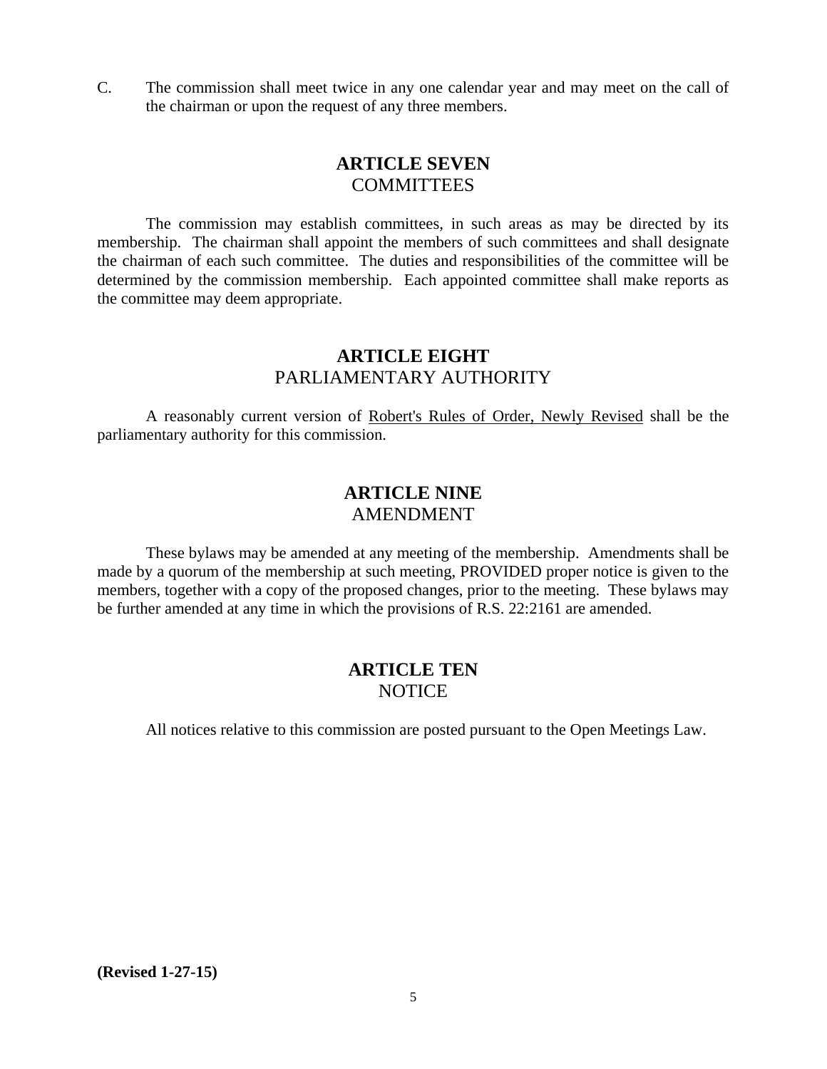C. The commission shall meet twice in any one calendar year and may meet on the call of the chairman or upon the request of any three members.

## ARTICLE SEVEN
COMMITTEES

The commission may establish committees, in such areas as may be directed by its membership. The chairman shall appoint the members of such committees and shall designate the chairman of each such committee. The duties and responsibilities of the committee will be determined by the commission membership. Each appointed committee shall make reports as the committee may deem appropriate.

## ARTICLE EIGHT
PARLIAMENTARY AUTHORITY

A reasonably current version of <u>Robert's Rules of Order, Newly Revised</u> shall be the parliamentary authority for this commission.

## ARTICLE NINE
AMENDMENT

These bylaws may be amended at any meeting of the membership. Amendments shall be made by a quorum of the membership at such meeting, PROVIDED proper notice is given to the members, together with a copy of the proposed changes, prior to the meeting. These bylaws may be further amended at any time in which the provisions of R.S. 22:2161 are amended.

## ARTICLE TEN
NOTICE

All notices relative to this commission are posted pursuant to the Open Meetings Law.

**(Revised 1-27-15)**